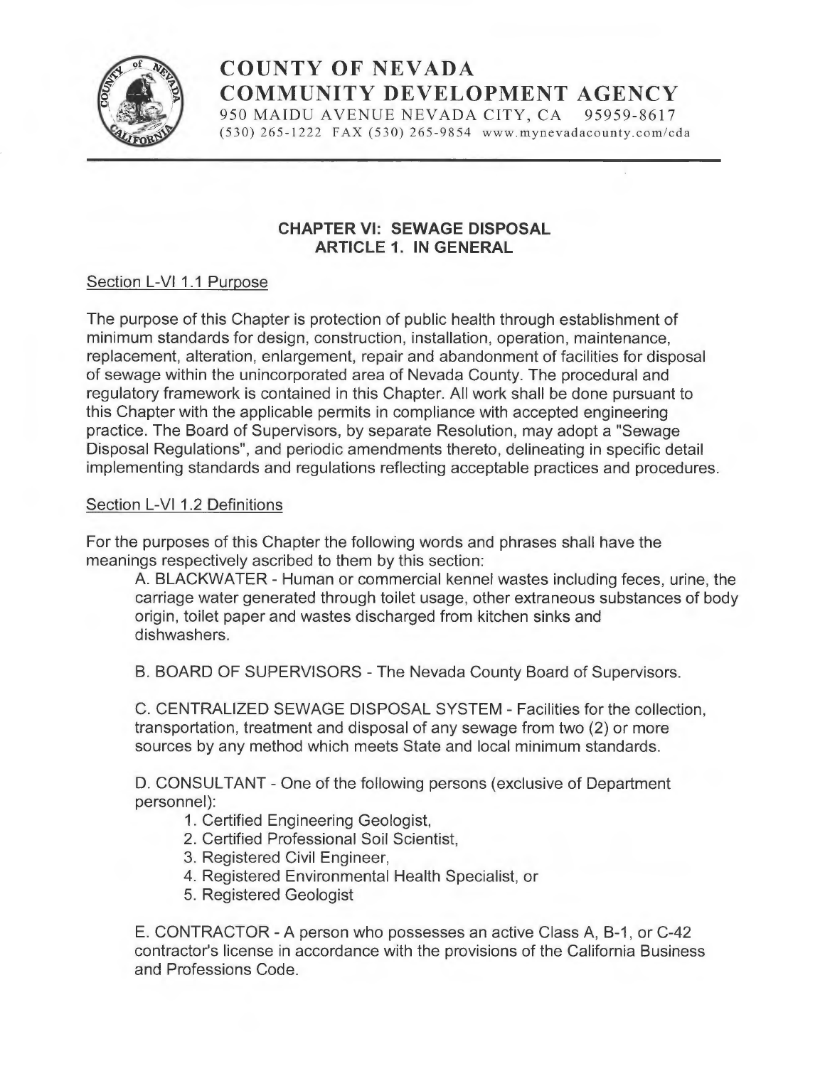# COUNTY OF NEVADA
# COMMUNITY DEVELOPMENT AGENCY

950 MAIDU AVENUE NEVADA CITY, CA 95959-8617
(530) 265-1222 FAX (530) 265-9854 www.mynevadacounty.com/cda

## CHAPTER VI: SEWAGE DISPOSAL
## ARTICLE 1. IN GENERAL

Section L-VI 1.1 Purpose

The purpose of this Chapter is protection of public health through establishment of minimum standards for design, construction, installation, operation, maintenance, replacement, alteration, enlargement, repair and abandonment of facilities for disposal of sewage within the unincorporated area of Nevada County. The procedural and regulatory framework is contained in this Chapter. All work shall be done pursuant to this Chapter with the applicable permits in compliance with accepted engineering practice. The Board of Supervisors, by separate Resolution, may adopt a "Sewage Disposal Regulations", and periodic amendments thereto, delineating in specific detail implementing standards and regulations reflecting acceptable practices and procedures.

Section L-VI 1.2 Definitions

For the purposes of this Chapter the following words and phrases shall have the meanings respectively ascribed to them by this section:

A. BLACKWATER - Human or commercial kennel wastes including feces, urine, the carriage water generated through toilet usage, other extraneous substances of body origin, toilet paper and wastes discharged from kitchen sinks and dishwashers.

B. BOARD OF SUPERVISORS - The Nevada County Board of Supervisors.

C. CENTRALIZED SEWAGE DISPOSAL SYSTEM - Facilities for the collection, transportation, treatment and disposal of any sewage from two (2) or more sources by any method which meets State and local minimum standards.

D. CONSULTANT - One of the following persons (exclusive of Department personnel):

1. Certified Engineering Geologist,
2. Certified Professional Soil Scientist,
3. Registered Civil Engineer,
4. Registered Environmental Health Specialist, or
5. Registered Geologist

E. CONTRACTOR - A person who possesses an active Class A, B-1, or C-42 contractor's license in accordance with the provisions of the California Business and Professions Code.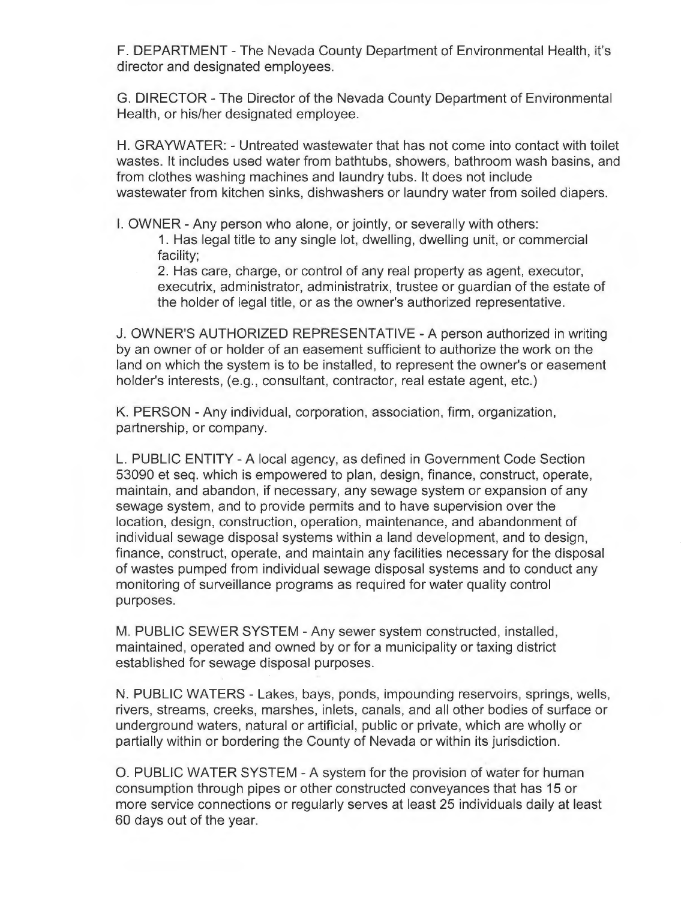F. DEPARTMENT - The Nevada County Department of Environmental Health, it's director and designated employees.

G. DIRECTOR - The Director of the Nevada County Department of Environmental Health, or his/her designated employee.

H. GRAYWATER: - Untreated wastewater that has not come into contact with toilet wastes. It includes used water from bathtubs, showers, bathroom wash basins, and from clothes washing machines and laundry tubs. It does not include wastewater from kitchen sinks, dishwashers or laundry water from soiled diapers.

I. OWNER - Any person who alone, or jointly, or severally with others:

1. Has legal title to any single lot, dwelling, dwelling unit, or commercial facility;
2. Has care, charge, or control of any real property as agent, executor, executrix, administrator, administratrix, trustee or guardian of the estate of the holder of legal title, or as the owner's authorized representative.

J. OWNER'S AUTHORIZED REPRESENTATIVE - A person authorized in writing by an owner of or holder of an easement sufficient to authorize the work on the land on which the system is to be installed, to represent the owner's or easement holder's interests, (e.g., consultant, contractor, real estate agent, etc.)

K. PERSON - Any individual, corporation, association, firm, organization, partnership, or company.

L. PUBLIC ENTITY - A local agency, as defined in Government Code Section 53090 et seq. which is empowered to plan, design, finance, construct, operate, maintain, and abandon, if necessary, any sewage system or expansion of any sewage system, and to provide permits and to have supervision over the location, design, construction, operation, maintenance, and abandonment of individual sewage disposal systems within a land development, and to design, finance, construct, operate, and maintain any facilities necessary for the disposal of wastes pumped from individual sewage disposal systems and to conduct any monitoring of surveillance programs as required for water quality control purposes.

M. PUBLIC SEWER SYSTEM - Any sewer system constructed, installed, maintained, operated and owned by or for a municipality or taxing district established for sewage disposal purposes.

N. PUBLIC WATERS - Lakes, bays, ponds, impounding reservoirs, springs, wells, rivers, streams, creeks, marshes, inlets, canals, and all other bodies of surface or underground waters, natural or artificial, public or private, which are wholly or partially within or bordering the County of Nevada or within its jurisdiction.

O. PUBLIC WATER SYSTEM - A system for the provision of water for human consumption through pipes or other constructed conveyances that has 15 or more service connections or regularly serves at least 25 individuals daily at least 60 days out of the year.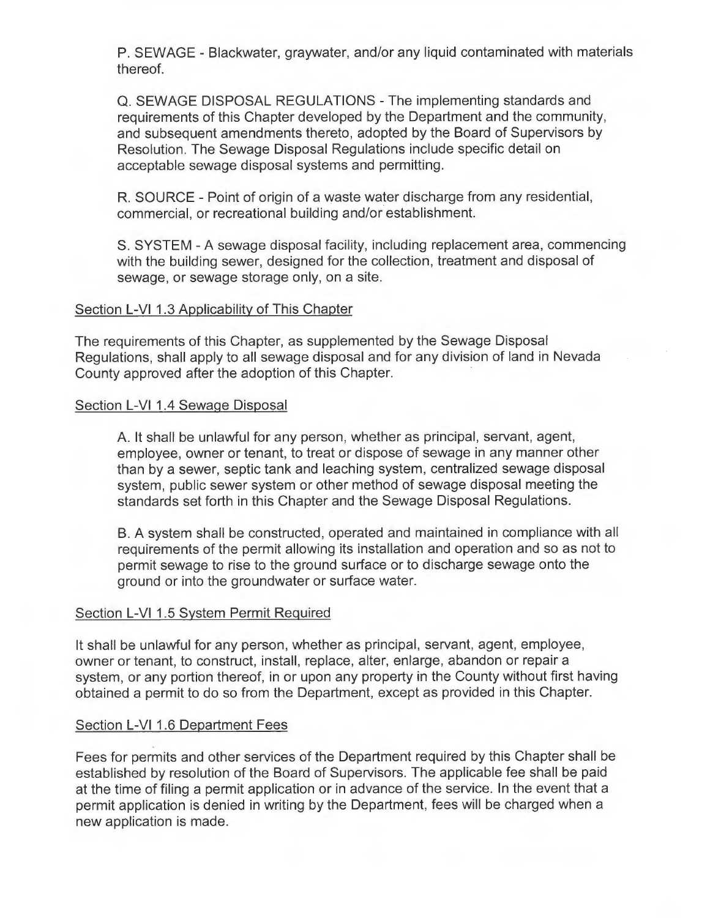P. SEWAGE - Blackwater, graywater, and/or any liquid contaminated with materials thereof.

Q. SEWAGE DISPOSAL REGULATIONS - The implementing standards and requirements of this Chapter developed by the Department and the community, and subsequent amendments thereto, adopted by the Board of Supervisors by Resolution. The Sewage Disposal Regulations include specific detail on acceptable sewage disposal systems and permitting.

R. SOURCE - Point of origin of a waste water discharge from any residential, commercial, or recreational building and/or establishment.

S. SYSTEM - A sewage disposal facility, including replacement area, commencing with the building sewer, designed for the collection, treatment and disposal of sewage, or sewage storage only, on a site.

Section L-VI 1.3 Applicability of This Chapter

The requirements of this Chapter, as supplemented by the Sewage Disposal Regulations, shall apply to all sewage disposal and for any division of land in Nevada County approved after the adoption of this Chapter.

Section L-VI 1.4 Sewage Disposal

A. It shall be unlawful for any person, whether as principal, servant, agent, employee, owner or tenant, to treat or dispose of sewage in any manner other than by a sewer, septic tank and leaching system, centralized sewage disposal system, public sewer system or other method of sewage disposal meeting the standards set forth in this Chapter and the Sewage Disposal Regulations.

B. A system shall be constructed, operated and maintained in compliance with all requirements of the permit allowing its installation and operation and so as not to permit sewage to rise to the ground surface or to discharge sewage onto the ground or into the groundwater or surface water.

Section L-VI 1.5 System Permit Required

It shall be unlawful for any person, whether as principal, servant, agent, employee, owner or tenant, to construct, install, replace, alter, enlarge, abandon or repair a system, or any portion thereof, in or upon any property in the County without first having obtained a permit to do so from the Department, except as provided in this Chapter.

Section L-VI 1.6 Department Fees

Fees for permits and other services of the Department required by this Chapter shall be established by resolution of the Board of Supervisors. The applicable fee shall be paid at the time of filing a permit application or in advance of the service. In the event that a permit application is denied in writing by the Department, fees will be charged when a new application is made.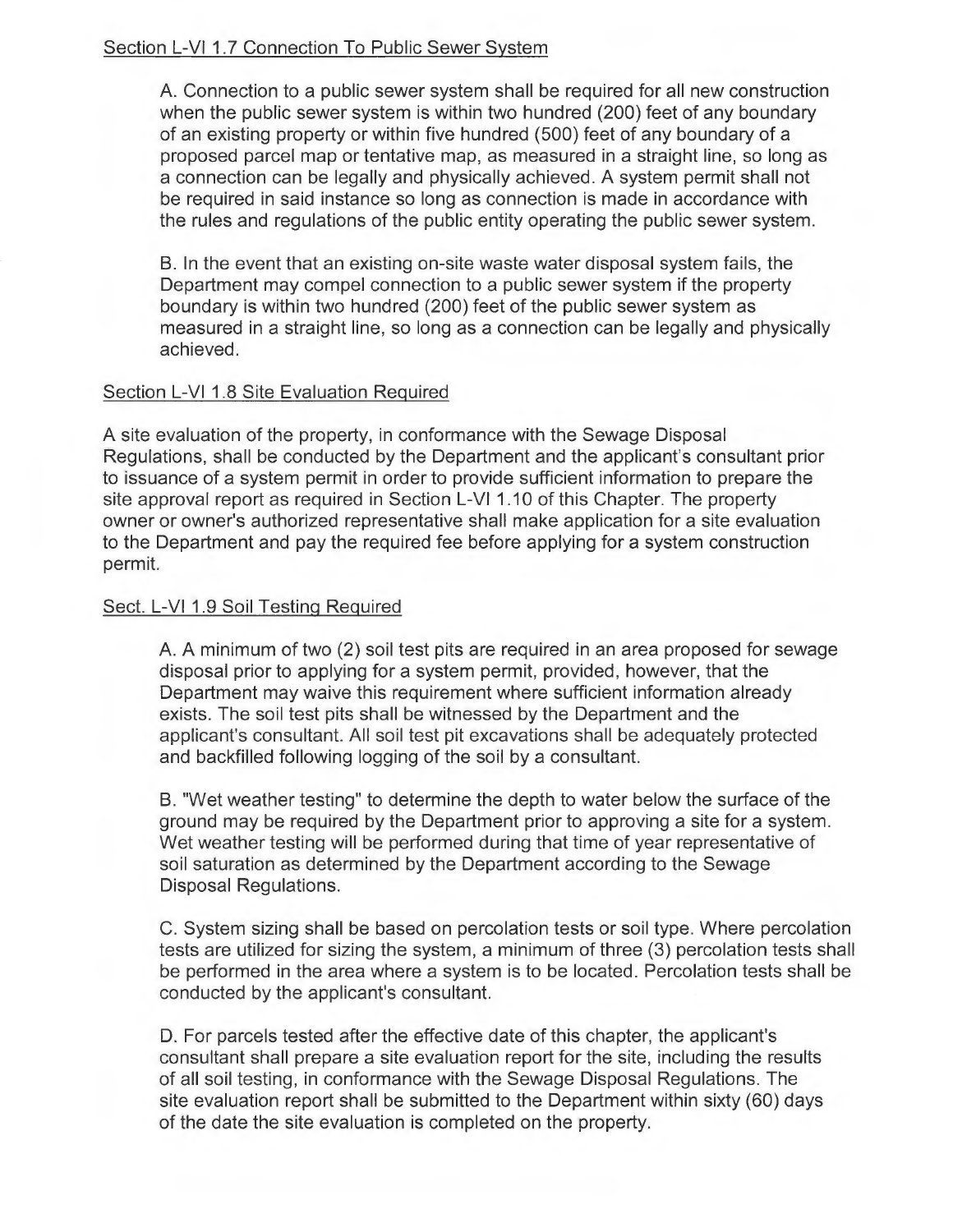Section L-VI 1.7 Connection To Public Sewer System

A. Connection to a public sewer system shall be required for all new construction when the public sewer system is within two hundred (200) feet of any boundary of an existing property or within five hundred (500) feet of any boundary of a proposed parcel map or tentative map, as measured in a straight line, so long as a connection can be legally and physically achieved. A system permit shall not be required in said instance so long as connection is made in accordance with the rules and regulations of the public entity operating the public sewer system.

B. In the event that an existing on-site waste water disposal system fails, the Department may compel connection to a public sewer system if the property boundary is within two hundred (200) feet of the public sewer system as measured in a straight line, so long as a connection can be legally and physically achieved.

Section L-VI 1.8 Site Evaluation Required

A site evaluation of the property, in conformance with the Sewage Disposal Regulations, shall be conducted by the Department and the applicant's consultant prior to issuance of a system permit in order to provide sufficient information to prepare the site approval report as required in Section L-VI 1.10 of this Chapter. The property owner or owner's authorized representative shall make application for a site evaluation to the Department and pay the required fee before applying for a system construction permit.

Sect. L-VI 1.9 Soil Testing Required

A. A minimum of two (2) soil test pits are required in an area proposed for sewage disposal prior to applying for a system permit, provided, however, that the Department may waive this requirement where sufficient information already exists. The soil test pits shall be witnessed by the Department and the applicant's consultant. All soil test pit excavations shall be adequately protected and backfilled following logging of the soil by a consultant.

B. "Wet weather testing" to determine the depth to water below the surface of the ground may be required by the Department prior to approving a site for a system. Wet weather testing will be performed during that time of year representative of soil saturation as determined by the Department according to the Sewage Disposal Regulations.

C. System sizing shall be based on percolation tests or soil type. Where percolation tests are utilized for sizing the system, a minimum of three (3) percolation tests shall be performed in the area where a system is to be located. Percolation tests shall be conducted by the applicant's consultant.

D. For parcels tested after the effective date of this chapter, the applicant's consultant shall prepare a site evaluation report for the site, including the results of all soil testing, in conformance with the Sewage Disposal Regulations. The site evaluation report shall be submitted to the Department within sixty (60) days of the date the site evaluation is completed on the property.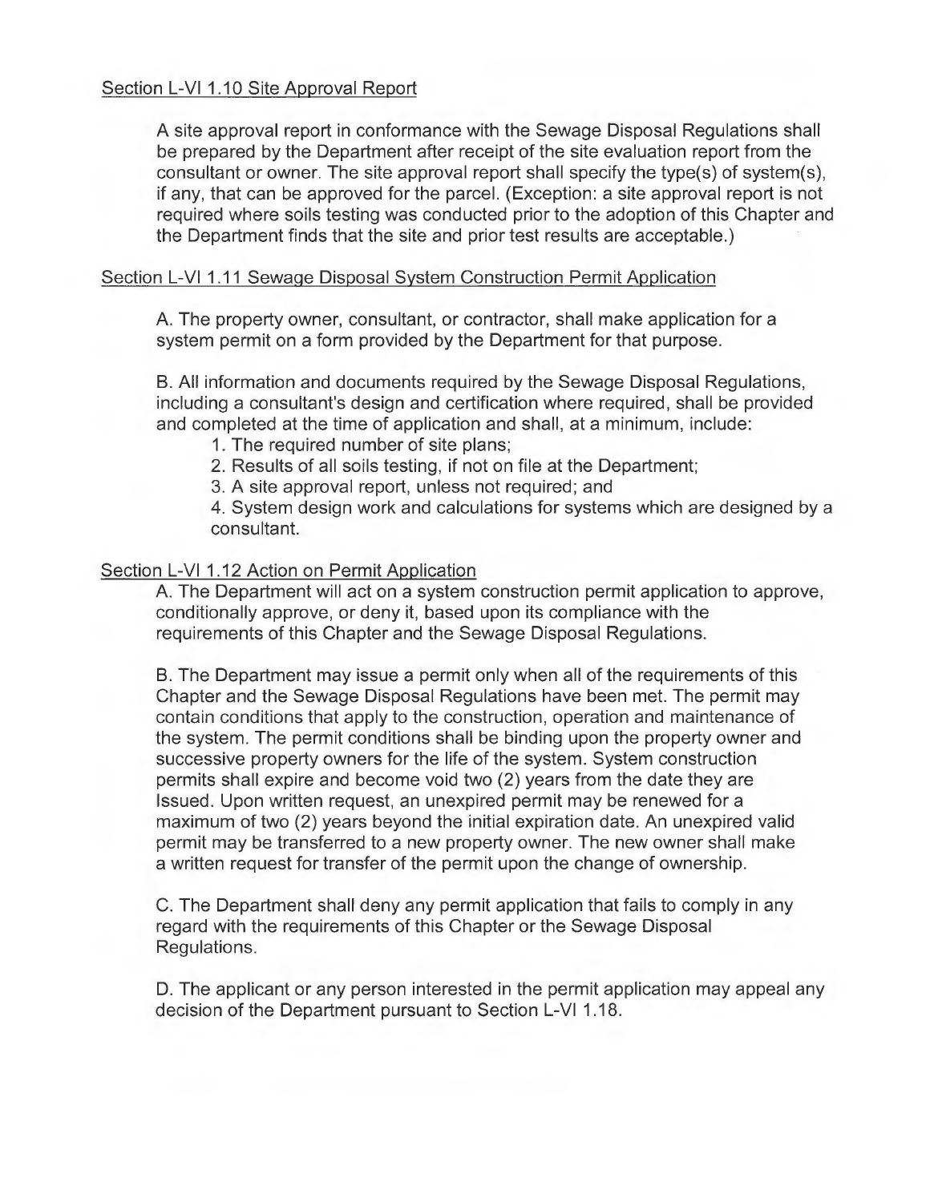## Section L-VI 1.10 Site Approval Report

A site approval report in conformance with the Sewage Disposal Regulations shall be prepared by the Department after receipt of the site evaluation report from the consultant or owner. The site approval report shall specify the type(s) of system(s), if any, that can be approved for the parcel. (Exception: a site approval report is not required where soils testing was conducted prior to the adoption of this Chapter and the Department finds that the site and prior test results are acceptable.)

## Section L-VI 1.11 Sewage Disposal System Construction Permit Application

A. The property owner, consultant, or contractor, shall make application for a system permit on a form provided by the Department for that purpose.

B. All information and documents required by the Sewage Disposal Regulations, including a consultant's design and certification where required, shall be provided and completed at the time of application and shall, at a minimum, include:

1. The required number of site plans;
2. Results of all soils testing, if not on file at the Department;
3. A site approval report, unless not required; and
4. System design work and calculations for systems which are designed by a consultant.

## Section L-VI 1.12 Action on Permit Application

A. The Department will act on a system construction permit application to approve, conditionally approve, or deny it, based upon its compliance with the requirements of this Chapter and the Sewage Disposal Regulations.

B. The Department may issue a permit only when all of the requirements of this Chapter and the Sewage Disposal Regulations have been met. The permit may contain conditions that apply to the construction, operation and maintenance of the system. The permit conditions shall be binding upon the property owner and successive property owners for the life of the system. System construction permits shall expire and become void two (2) years from the date they are Issued. Upon written request, an unexpired permit may be renewed for a maximum of two (2) years beyond the initial expiration date. An unexpired valid permit may be transferred to a new property owner. The new owner shall make a written request for transfer of the permit upon the change of ownership.

C. The Department shall deny any permit application that fails to comply in any regard with the requirements of this Chapter or the Sewage Disposal Regulations.

D. The applicant or any person interested in the permit application may appeal any decision of the Department pursuant to Section L-VI 1.18.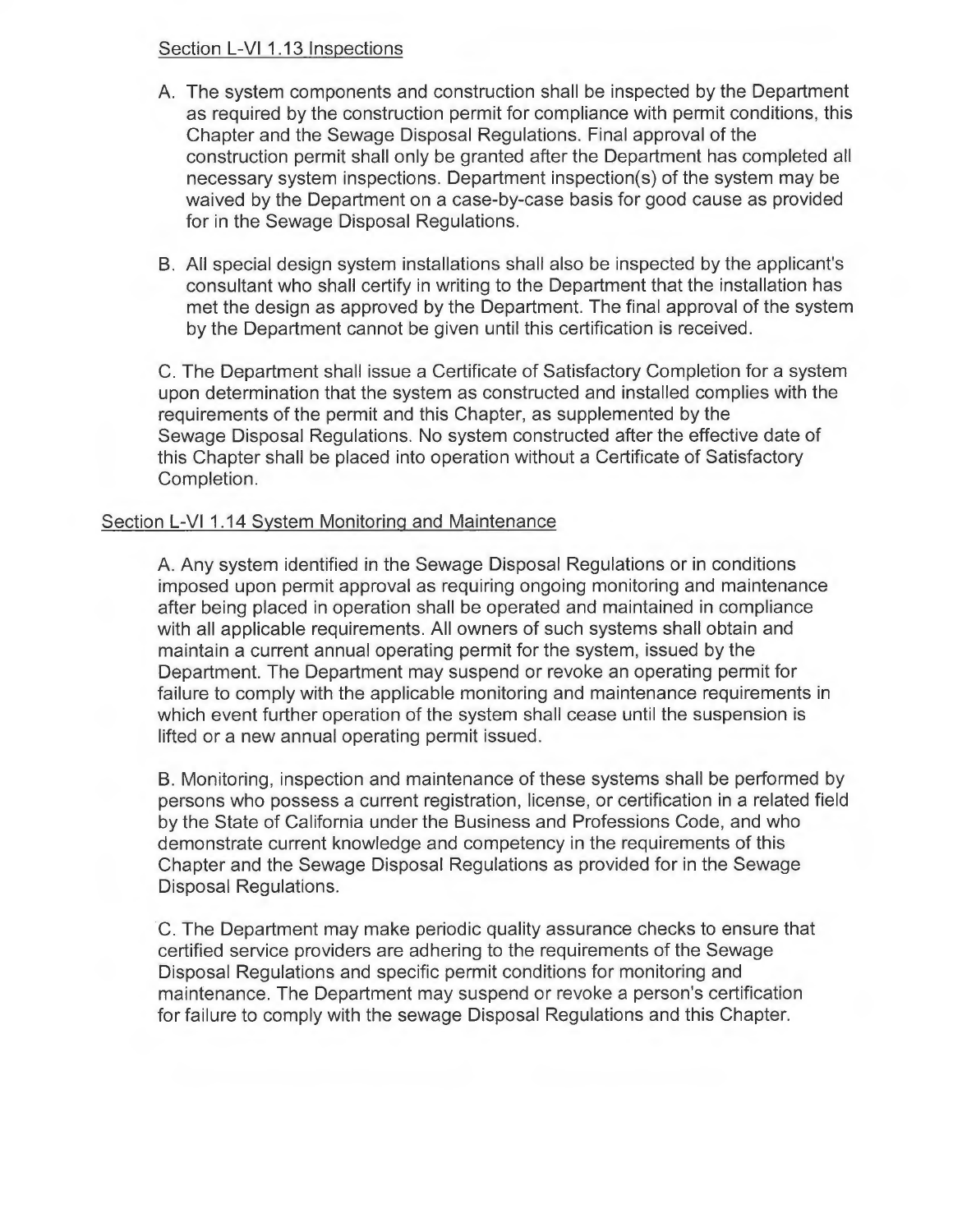## Section L-VI 1.13 Inspections

A. The system components and construction shall be inspected by the Department as required by the construction permit for compliance with permit conditions, this Chapter and the Sewage Disposal Regulations. Final approval of the construction permit shall only be granted after the Department has completed all necessary system inspections. Department inspection(s) of the system may be waived by the Department on a case-by-case basis for good cause as provided for in the Sewage Disposal Regulations.

B. All special design system installations shall also be inspected by the applicant's consultant who shall certify in writing to the Department that the installation has met the design as approved by the Department. The final approval of the system by the Department cannot be given until this certification is received.

C. The Department shall issue a Certificate of Satisfactory Completion for a system upon determination that the system as constructed and installed complies with the requirements of the permit and this Chapter, as supplemented by the Sewage Disposal Regulations. No system constructed after the effective date of this Chapter shall be placed into operation without a Certificate of Satisfactory Completion.

## Section L-VI 1.14 System Monitoring and Maintenance

A. Any system identified in the Sewage Disposal Regulations or in conditions imposed upon permit approval as requiring ongoing monitoring and maintenance after being placed in operation shall be operated and maintained in compliance with all applicable requirements. All owners of such systems shall obtain and maintain a current annual operating permit for the system, issued by the Department. The Department may suspend or revoke an operating permit for failure to comply with the applicable monitoring and maintenance requirements in which event further operation of the system shall cease until the suspension is lifted or a new annual operating permit issued.

B. Monitoring, inspection and maintenance of these systems shall be performed by persons who possess a current registration, license, or certification in a related field by the State of California under the Business and Professions Code, and who demonstrate current knowledge and competency in the requirements of this Chapter and the Sewage Disposal Regulations as provided for in the Sewage Disposal Regulations.

C. The Department may make periodic quality assurance checks to ensure that certified service providers are adhering to the requirements of the Sewage Disposal Regulations and specific permit conditions for monitoring and maintenance. The Department may suspend or revoke a person's certification for failure to comply with the sewage Disposal Regulations and this Chapter.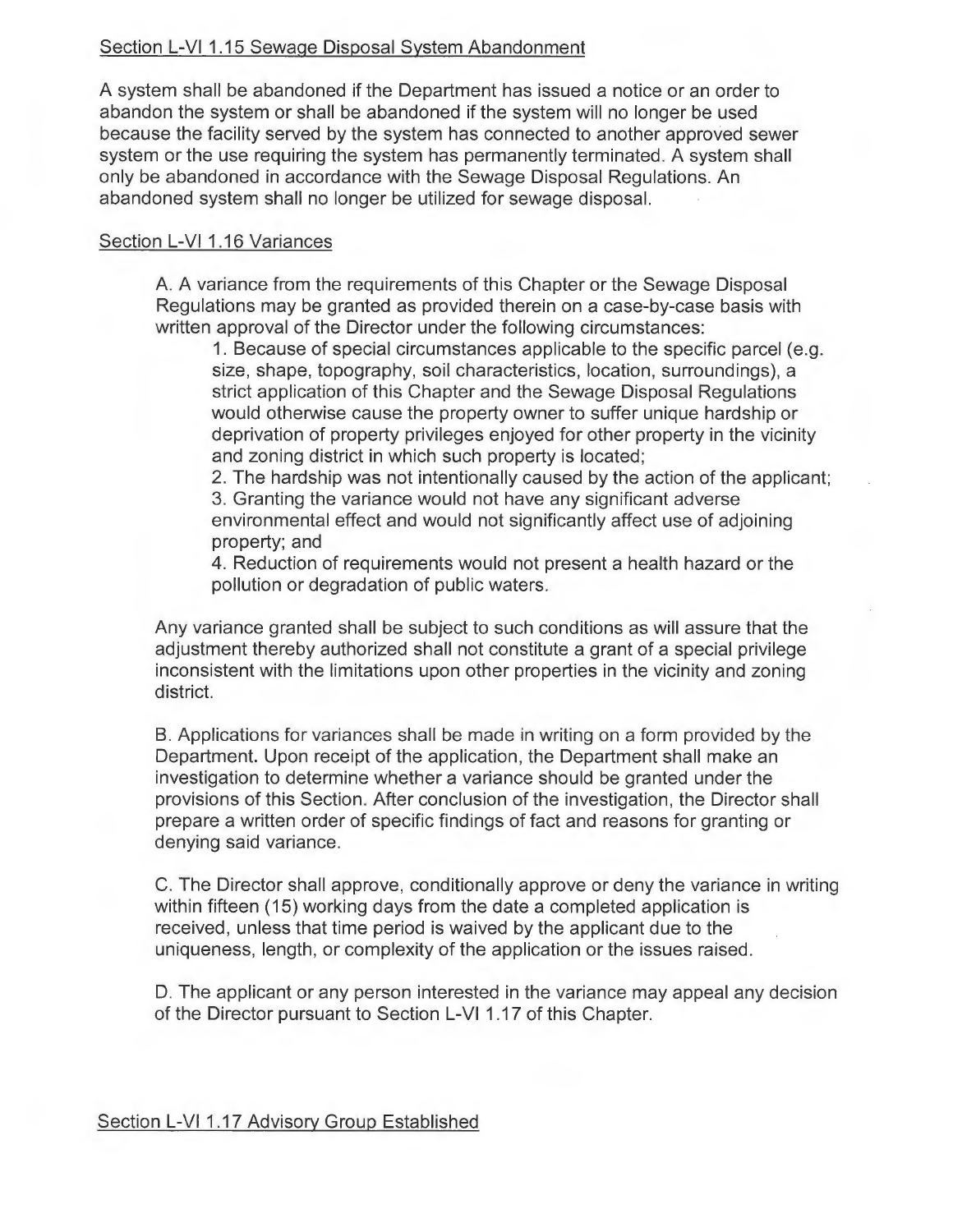Section L-VI 1.15 Sewage Disposal System Abandonment

A system shall be abandoned if the Department has issued a notice or an order to abandon the system or shall be abandoned if the system will no longer be used because the facility served by the system has connected to another approved sewer system or the use requiring the system has permanently terminated. A system shall only be abandoned in accordance with the Sewage Disposal Regulations. An abandoned system shall no longer be utilized for sewage disposal.

Section L-VI 1.16 Variances

A. A variance from the requirements of this Chapter or the Sewage Disposal Regulations may be granted as provided therein on a case-by-case basis with written approval of the Director under the following circumstances:

1. Because of special circumstances applicable to the specific parcel (e.g. size, shape, topography, soil characteristics, location, surroundings), a strict application of this Chapter and the Sewage Disposal Regulations would otherwise cause the property owner to suffer unique hardship or deprivation of property privileges enjoyed for other property in the vicinity and zoning district in which such property is located;
2. The hardship was not intentionally caused by the action of the applicant;
3. Granting the variance would not have any significant adverse environmental effect and would not significantly affect use of adjoining property; and
4. Reduction of requirements would not present a health hazard or the pollution or degradation of public waters.

Any variance granted shall be subject to such conditions as will assure that the adjustment thereby authorized shall not constitute a grant of a special privilege inconsistent with the limitations upon other properties in the vicinity and zoning district.

B. Applications for variances shall be made in writing on a form provided by the Department. Upon receipt of the application, the Department shall make an investigation to determine whether a variance should be granted under the provisions of this Section. After conclusion of the investigation, the Director shall prepare a written order of specific findings of fact and reasons for granting or denying said variance.

C. The Director shall approve, conditionally approve or deny the variance in writing within fifteen (15) working days from the date a completed application is received, unless that time period is waived by the applicant due to the uniqueness, length, or complexity of the application or the issues raised.

D. The applicant or any person interested in the variance may appeal any decision of the Director pursuant to Section L-VI 1.17 of this Chapter.

Section L-VI 1.17 Advisory Group Established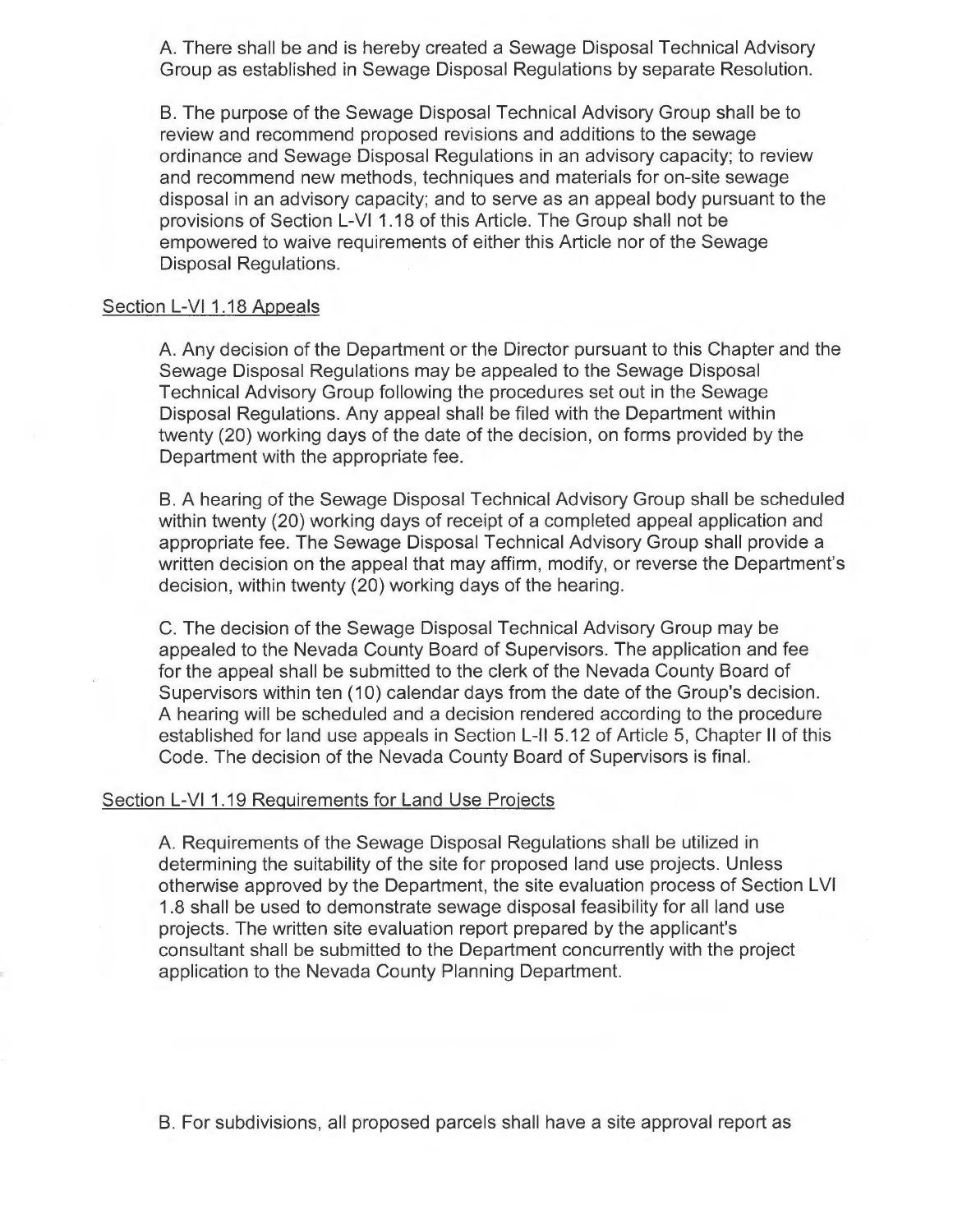A. There shall be and is hereby created a Sewage Disposal Technical Advisory Group as established in Sewage Disposal Regulations by separate Resolution.

B. The purpose of the Sewage Disposal Technical Advisory Group shall be to review and recommend proposed revisions and additions to the sewage ordinance and Sewage Disposal Regulations in an advisory capacity; to review and recommend new methods, techniques and materials for on-site sewage disposal in an advisory capacity; and to serve as an appeal body pursuant to the provisions of Section L-VI 1.18 of this Article. The Group shall not be empowered to waive requirements of either this Article nor of the Sewage Disposal Regulations.

Section L-VI 1.18 Appeals

A. Any decision of the Department or the Director pursuant to this Chapter and the Sewage Disposal Regulations may be appealed to the Sewage Disposal Technical Advisory Group following the procedures set out in the Sewage Disposal Regulations. Any appeal shall be filed with the Department within twenty (20) working days of the date of the decision, on forms provided by the Department with the appropriate fee.

B. A hearing of the Sewage Disposal Technical Advisory Group shall be scheduled within twenty (20) working days of receipt of a completed appeal application and appropriate fee. The Sewage Disposal Technical Advisory Group shall provide a written decision on the appeal that may affirm, modify, or reverse the Department's decision, within twenty (20) working days of the hearing.

C. The decision of the Sewage Disposal Technical Advisory Group may be appealed to the Nevada County Board of Supervisors. The application and fee for the appeal shall be submitted to the clerk of the Nevada County Board of Supervisors within ten (10) calendar days from the date of the Group's decision. A hearing will be scheduled and a decision rendered according to the procedure established for land use appeals in Section L-II 5.12 of Article 5, Chapter II of this Code. The decision of the Nevada County Board of Supervisors is final.

Section L-VI 1.19 Requirements for Land Use Projects

A. Requirements of the Sewage Disposal Regulations shall be utilized in determining the suitability of the site for proposed land use projects. Unless otherwise approved by the Department, the site evaluation process of Section LVI 1.8 shall be used to demonstrate sewage disposal feasibility for all land use projects. The written site evaluation report prepared by the applicant's consultant shall be submitted to the Department concurrently with the project application to the Nevada County Planning Department.

B. For subdivisions, all proposed parcels shall have a site approval report as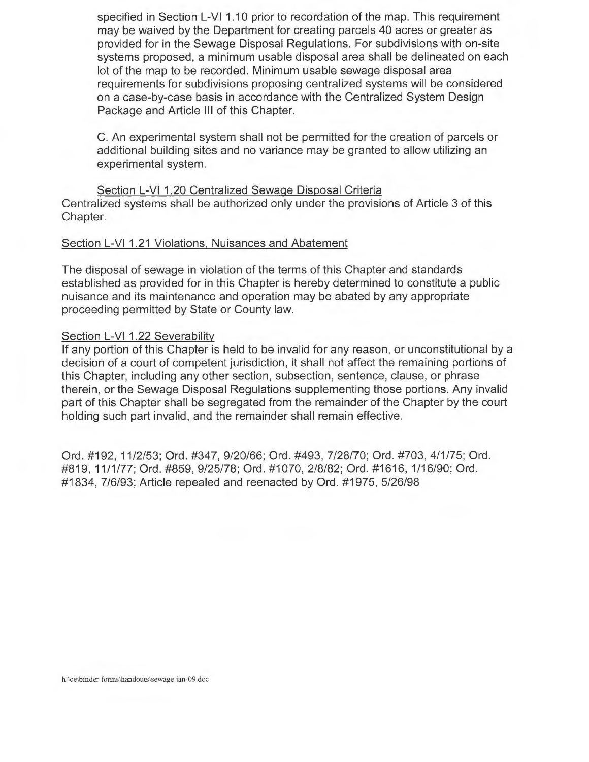specified in Section L-VI 1.10 prior to recordation of the map. This requirement may be waived by the Department for creating parcels 40 acres or greater as provided for in the Sewage Disposal Regulations. For subdivisions with on-site systems proposed, a minimum usable disposal area shall be delineated on each lot of the map to be recorded. Minimum usable sewage disposal area requirements for subdivisions proposing centralized systems will be considered on a case-by-case basis in accordance with the Centralized System Design Package and Article III of this Chapter.

C. An experimental system shall not be permitted for the creation of parcels or additional building sites and no variance may be granted to allow utilizing an experimental system.

### Section L-VI 1.20 Centralized Sewage Disposal Criteria

Centralized systems shall be authorized only under the provisions of Article 3 of this Chapter.

### Section L-VI 1.21 Violations, Nuisances and Abatement

The disposal of sewage in violation of the terms of this Chapter and standards established as provided for in this Chapter is hereby determined to constitute a public nuisance and its maintenance and operation may be abated by any appropriate proceeding permitted by State or County law.

### Section L-VI 1.22 Severability

If any portion of this Chapter is held to be invalid for any reason, or unconstitutional by a decision of a court of competent jurisdiction, it shall not affect the remaining portions of this Chapter, including any other section, subsection, sentence, clause, or phrase therein, or the Sewage Disposal Regulations supplementing those portions. Any invalid part of this Chapter shall be segregated from the remainder of the Chapter by the court holding such part invalid, and the remainder shall remain effective.

Ord. #192, 11/2/53; Ord. #347, 9/20/66; Ord. #493, 7/28/70; Ord. #703, 4/1/75; Ord. #819, 11/1/77; Ord. #859, 9/25/78; Ord. #1070, 2/8/82; Ord. #1616, 1/16/90; Ord. #1834, 7/6/93; Article repealed and reenacted by Ord. #1975, 5/26/98

h:\ce\binder forms\handouts\sewage jan-09.doc